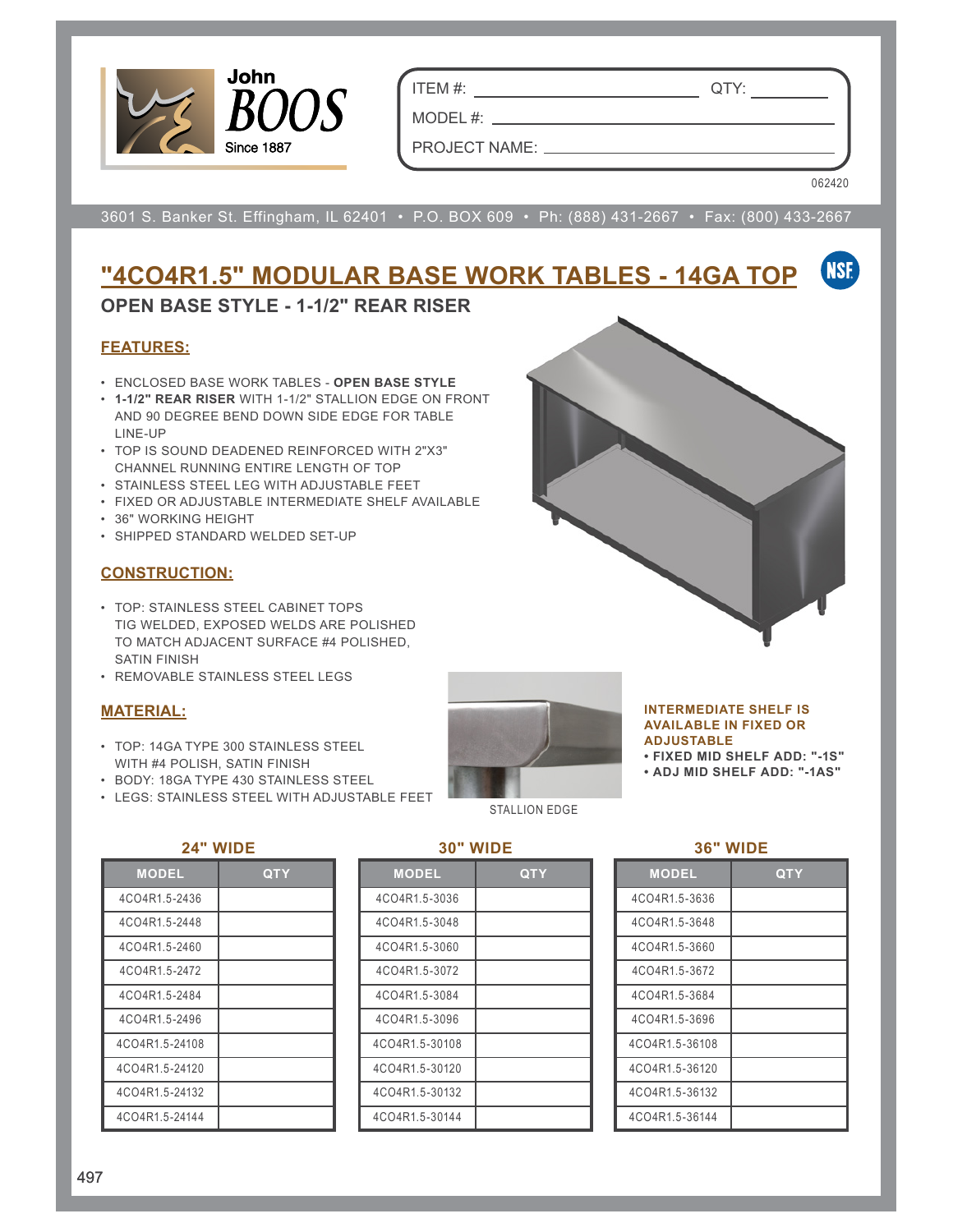John BOOS Since 1887

ITEM #: \_\_\_\_\_\_\_\_\_\_ QTY: \_\_\_\_\_\_\_\_\_\_

MODEL #: \_\_\_\_\_\_\_\_\_\_

PROJECT NAME: \_\_\_\_\_\_\_\_\_\_

062420

3601 S. Banker St. Effingham, IL 62401 • P.O. BOX 609 • Ph: (888) 431-2667 • Fax: (800) 433-2667

# "4CO4R1.5" MODULAR BASE WORK TABLES - 14GA TOP

## OPEN BASE STYLE - 1-1/2" REAR RISER

### FEATURES:

- ENCLOSED BASE WORK TABLES - **OPEN BASE STYLE**
- **1-1/2" REAR RISER** WITH 1-1/2" STALLION EDGE ON FRONT AND 90 DEGREE BEND DOWN SIDE EDGE FOR TABLE LINE-UP
- TOP IS SOUND DEADENED REINFORCED WITH 2"X3" CHANNEL RUNNING ENTIRE LENGTH OF TOP
- STAINLESS STEEL LEG WITH ADJUSTABLE FEET
- FIXED OR ADJUSTABLE INTERMEDIATE SHELF AVAILABLE
- 36" WORKING HEIGHT
- SHIPPED STANDARD WELDED SET-UP

### CONSTRUCTION:

- TOP: STAINLESS STEEL CABINET TOPS TIG WELDED, EXPOSED WELDS ARE POLISHED TO MATCH ADJACENT SURFACE #4 POLISHED, SATIN FINISH
- REMOVABLE STAINLESS STEEL LEGS

### MATERIAL:

- TOP: 14GA TYPE 300 STAINLESS STEEL WITH #4 POLISH, SATIN FINISH
- BODY: 18GA TYPE 430 STAINLESS STEEL
- LEGS: STAINLESS STEEL WITH ADJUSTABLE FEET

STALLION EDGE

**INTERMEDIATE SHELF IS AVAILABLE IN FIXED OR ADJUSTABLE**

- **FIXED MID SHELF ADD: "-1S"**
- **ADJ MID SHELF ADD: "-1AS"**

### 24" WIDE

| MODEL | QTY |
|---|---|
| 4CO4R1.5-2436 | |
| 4CO4R1.5-2448 | |
| 4CO4R1.5-2460 | |
| 4CO4R1.5-2472 | |
| 4CO4R1.5-2484 | |
| 4CO4R1.5-2496 | |
| 4CO4R1.5-24108 | |
| 4CO4R1.5-24120 | |
| 4CO4R1.5-24132 | |
| 4CO4R1.5-24144 | |

### 30" WIDE

| MODEL | QTY |
|---|---|
| 4CO4R1.5-3036 | |
| 4CO4R1.5-3048 | |
| 4CO4R1.5-3060 | |
| 4CO4R1.5-3072 | |
| 4CO4R1.5-3084 | |
| 4CO4R1.5-3096 | |
| 4CO4R1.5-30108 | |
| 4CO4R1.5-30120 | |
| 4CO4R1.5-30132 | |
| 4CO4R1.5-30144 | |

### 36" WIDE

| MODEL | QTY |
|---|---|
| 4CO4R1.5-3636 | |
| 4CO4R1.5-3648 | |
| 4CO4R1.5-3660 | |
| 4CO4R1.5-3672 | |
| 4CO4R1.5-3684 | |
| 4CO4R1.5-3696 | |
| 4CO4R1.5-36108 | |
| 4CO4R1.5-36120 | |
| 4CO4R1.5-36132 | |
| 4CO4R1.5-36144 | |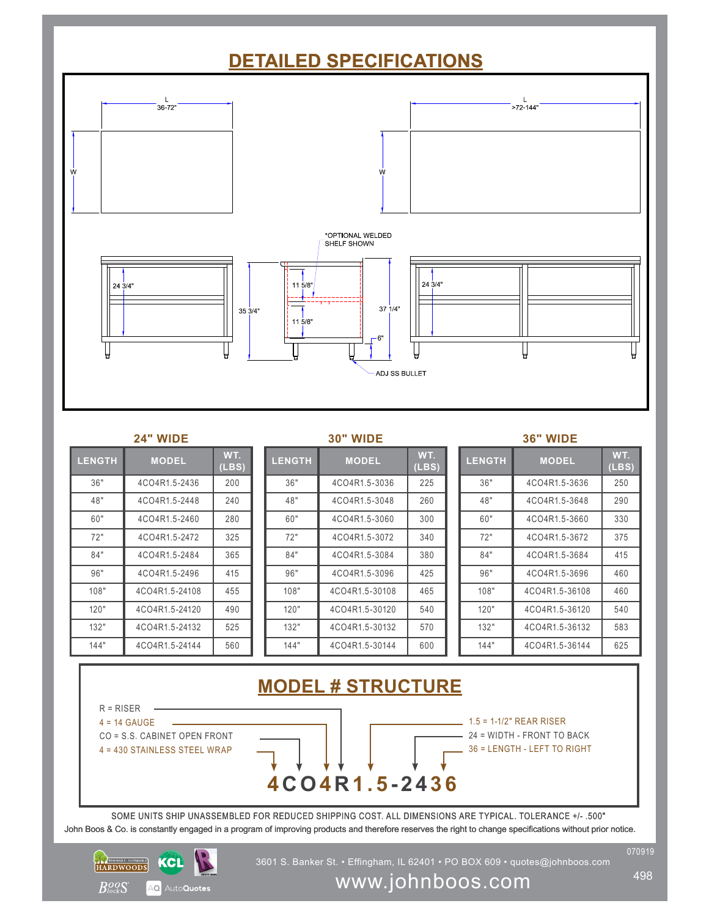# DETAILED SPECIFICATIONS

L
36-72"

W

L
>72-144"

W

*OPTIONAL WELDED SHELF SHOWN

24 3/4"

35 3/4"

11 5/8"

11 5/8"

37 1/4"

6"

24 3/4"

ADJ SS BULLET

### 24" WIDE

| LENGTH | MODEL | WT. (LBS) |
|---|---|---|
| 36" | 4CO4R1.5-2436 | 200 |
| 48" | 4CO4R1.5-2448 | 240 |
| 60" | 4CO4R1.5-2460 | 280 |
| 72" | 4CO4R1.5-2472 | 325 |
| 84" | 4CO4R1.5-2484 | 365 |
| 96" | 4CO4R1.5-2496 | 415 |
| 108" | 4CO4R1.5-24108 | 455 |
| 120" | 4CO4R1.5-24120 | 490 |
| 132" | 4CO4R1.5-24132 | 525 |
| 144" | 4CO4R1.5-24144 | 560 |

### 30" WIDE

| LENGTH | MODEL | WT. (LBS) |
|---|---|---|
| 36" | 4CO4R1.5-3036 | 225 |
| 48" | 4CO4R1.5-3048 | 260 |
| 60" | 4CO4R1.5-3060 | 300 |
| 72" | 4CO4R1.5-3072 | 340 |
| 84" | 4CO4R1.5-3084 | 380 |
| 96" | 4CO4R1.5-3096 | 425 |
| 108" | 4CO4R1.5-30108 | 465 |
| 120" | 4CO4R1.5-30120 | 540 |
| 132" | 4CO4R1.5-30132 | 570 |
| 144" | 4CO4R1.5-30144 | 600 |

### 36" WIDE

| LENGTH | MODEL | WT. (LBS) |
|---|---|---|
| 36" | 4CO4R1.5-3636 | 250 |
| 48" | 4CO4R1.5-3648 | 290 |
| 60" | 4CO4R1.5-3660 | 330 |
| 72" | 4CO4R1.5-3672 | 375 |
| 84" | 4CO4R1.5-3684 | 415 |
| 96" | 4CO4R1.5-3696 | 460 |
| 108" | 4CO4R1.5-36108 | 460 |
| 120" | 4CO4R1.5-36120 | 540 |
| 132" | 4CO4R1.5-36132 | 583 |
| 144" | 4CO4R1.5-36144 | 625 |

## MODEL # STRUCTURE

- R = RISER
- 4 = 14 GAUGE
- CO = S.S. CABINET OPEN FRONT
- 4 = 430 STAINLESS STEEL WRAP
- 1.5 = 1-1/2" REAR RISER
- 24 = WIDTH - FRONT TO BACK
- 36 = LENGTH - LEFT TO RIGHT

**4CO4R1.5-2436**

SOME UNITS SHIP UNASSEMBLED FOR REDUCED SHIPPING COST. ALL DIMENSIONS ARE TYPICAL. TOLERANCE +/- .500"

John Boos & Co. is constantly engaged in a program of improving products and therefore reserves the right to change specifications without prior notice.

3601 S. Banker St. • Effingham, IL 62401 • PO BOX 609 • quotes@johnboos.com

www.johnboos.com

070919